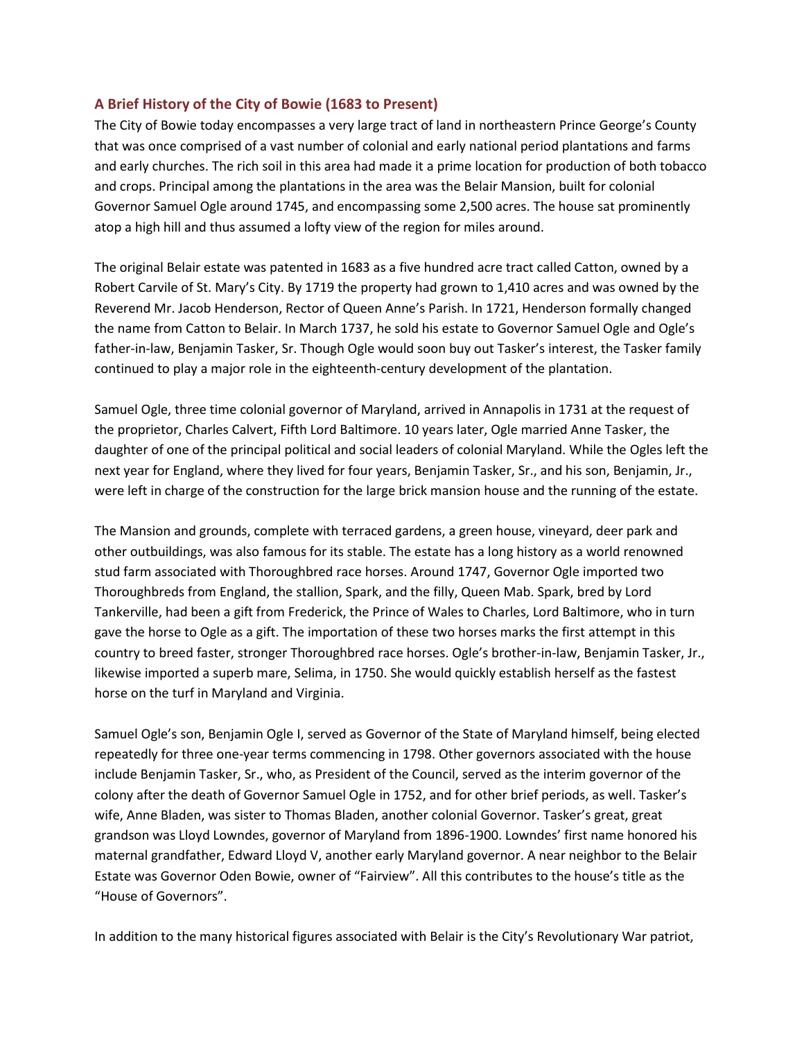## A Brief History of the City of Bowie (1683 to Present)

The City of Bowie today encompasses a very large tract of land in northeastern Prince George's County that was once comprised of a vast number of colonial and early national period plantations and farms and early churches. The rich soil in this area had made it a prime location for production of both tobacco and crops. Principal among the plantations in the area was the Belair Mansion, built for colonial Governor Samuel Ogle around 1745, and encompassing some 2,500 acres. The house sat prominently atop a high hill and thus assumed a lofty view of the region for miles around.

The original Belair estate was patented in 1683 as a five hundred acre tract called Catton, owned by a Robert Carvile of St. Mary's City. By 1719 the property had grown to 1,410 acres and was owned by the Reverend Mr. Jacob Henderson, Rector of Queen Anne's Parish. In 1721, Henderson formally changed the name from Catton to Belair. In March 1737, he sold his estate to Governor Samuel Ogle and Ogle's father-in-law, Benjamin Tasker, Sr. Though Ogle would soon buy out Tasker's interest, the Tasker family continued to play a major role in the eighteenth-century development of the plantation.

Samuel Ogle, three time colonial governor of Maryland, arrived in Annapolis in 1731 at the request of the proprietor, Charles Calvert, Fifth Lord Baltimore. 10 years later, Ogle married Anne Tasker, the daughter of one of the principal political and social leaders of colonial Maryland. While the Ogles left the next year for England, where they lived for four years, Benjamin Tasker, Sr., and his son, Benjamin, Jr., were left in charge of the construction for the large brick mansion house and the running of the estate.

The Mansion and grounds, complete with terraced gardens, a green house, vineyard, deer park and other outbuildings, was also famous for its stable. The estate has a long history as a world renowned stud farm associated with Thoroughbred race horses. Around 1747, Governor Ogle imported two Thoroughbreds from England, the stallion, Spark, and the filly, Queen Mab. Spark, bred by Lord Tankerville, had been a gift from Frederick, the Prince of Wales to Charles, Lord Baltimore, who in turn gave the horse to Ogle as a gift. The importation of these two horses marks the first attempt in this country to breed faster, stronger Thoroughbred race horses. Ogle's brother-in-law, Benjamin Tasker, Jr., likewise imported a superb mare, Selima, in 1750. She would quickly establish herself as the fastest horse on the turf in Maryland and Virginia.

Samuel Ogle's son, Benjamin Ogle I, served as Governor of the State of Maryland himself, being elected repeatedly for three one-year terms commencing in 1798. Other governors associated with the house include Benjamin Tasker, Sr., who, as President of the Council, served as the interim governor of the colony after the death of Governor Samuel Ogle in 1752, and for other brief periods, as well. Tasker's wife, Anne Bladen, was sister to Thomas Bladen, another colonial Governor. Tasker's great, great grandson was Lloyd Lowndes, governor of Maryland from 1896-1900. Lowndes' first name honored his maternal grandfather, Edward Lloyd V, another early Maryland governor. A near neighbor to the Belair Estate was Governor Oden Bowie, owner of "Fairview". All this contributes to the house's title as the "House of Governors".

In addition to the many historical figures associated with Belair is the City's Revolutionary War patriot,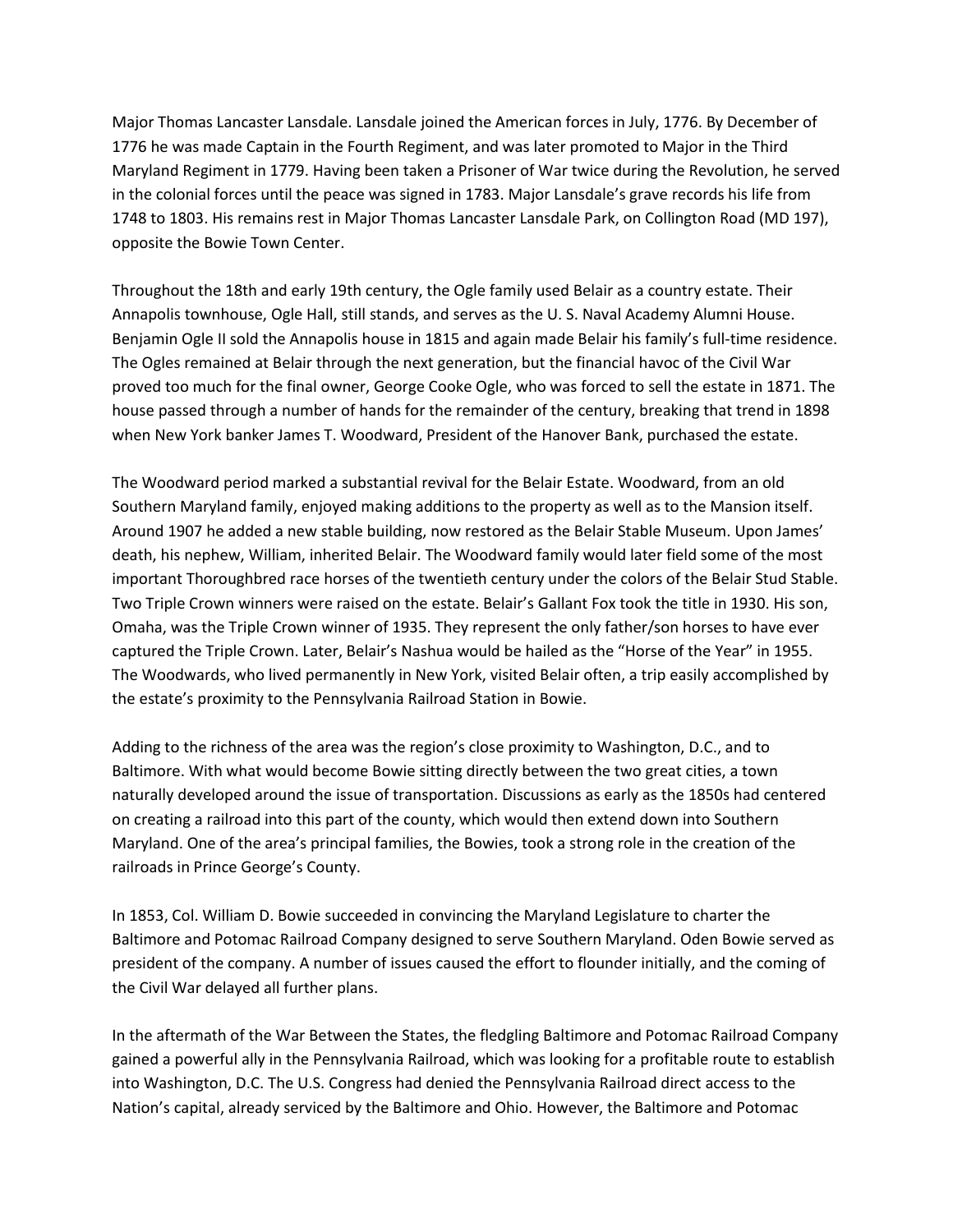Major Thomas Lancaster Lansdale. Lansdale joined the American forces in July, 1776. By December of 1776 he was made Captain in the Fourth Regiment, and was later promoted to Major in the Third Maryland Regiment in 1779. Having been taken a Prisoner of War twice during the Revolution, he served in the colonial forces until the peace was signed in 1783. Major Lansdale's grave records his life from 1748 to 1803. His remains rest in Major Thomas Lancaster Lansdale Park, on Collington Road (MD 197), opposite the Bowie Town Center.

Throughout the 18th and early 19th century, the Ogle family used Belair as a country estate. Their Annapolis townhouse, Ogle Hall, still stands, and serves as the U. S. Naval Academy Alumni House. Benjamin Ogle II sold the Annapolis house in 1815 and again made Belair his family's full-time residence. The Ogles remained at Belair through the next generation, but the financial havoc of the Civil War proved too much for the final owner, George Cooke Ogle, who was forced to sell the estate in 1871. The house passed through a number of hands for the remainder of the century, breaking that trend in 1898 when New York banker James T. Woodward, President of the Hanover Bank, purchased the estate.

The Woodward period marked a substantial revival for the Belair Estate. Woodward, from an old Southern Maryland family, enjoyed making additions to the property as well as to the Mansion itself. Around 1907 he added a new stable building, now restored as the Belair Stable Museum. Upon James' death, his nephew, William, inherited Belair. The Woodward family would later field some of the most important Thoroughbred race horses of the twentieth century under the colors of the Belair Stud Stable. Two Triple Crown winners were raised on the estate. Belair's Gallant Fox took the title in 1930. His son, Omaha, was the Triple Crown winner of 1935. They represent the only father/son horses to have ever captured the Triple Crown. Later, Belair's Nashua would be hailed as the "Horse of the Year" in 1955. The Woodwards, who lived permanently in New York, visited Belair often, a trip easily accomplished by the estate's proximity to the Pennsylvania Railroad Station in Bowie.

Adding to the richness of the area was the region's close proximity to Washington, D.C., and to Baltimore. With what would become Bowie sitting directly between the two great cities, a town naturally developed around the issue of transportation. Discussions as early as the 1850s had centered on creating a railroad into this part of the county, which would then extend down into Southern Maryland. One of the area's principal families, the Bowies, took a strong role in the creation of the railroads in Prince George's County.

In 1853, Col. William D. Bowie succeeded in convincing the Maryland Legislature to charter the Baltimore and Potomac Railroad Company designed to serve Southern Maryland. Oden Bowie served as president of the company. A number of issues caused the effort to flounder initially, and the coming of the Civil War delayed all further plans.

In the aftermath of the War Between the States, the fledgling Baltimore and Potomac Railroad Company gained a powerful ally in the Pennsylvania Railroad, which was looking for a profitable route to establish into Washington, D.C. The U.S. Congress had denied the Pennsylvania Railroad direct access to the Nation's capital, already serviced by the Baltimore and Ohio. However, the Baltimore and Potomac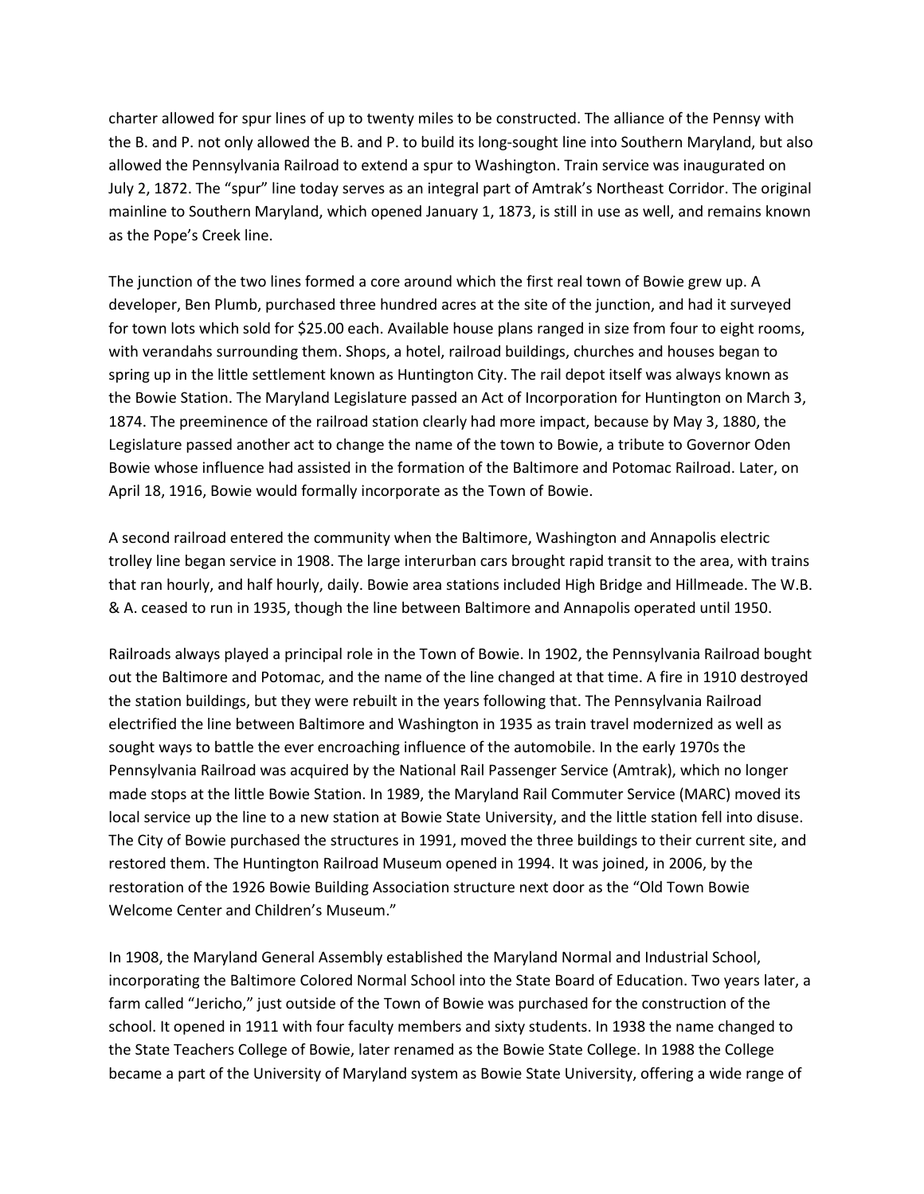charter allowed for spur lines of up to twenty miles to be constructed. The alliance of the Pennsy with the B. and P. not only allowed the B. and P. to build its long-sought line into Southern Maryland, but also allowed the Pennsylvania Railroad to extend a spur to Washington. Train service was inaugurated on July 2, 1872. The "spur" line today serves as an integral part of Amtrak's Northeast Corridor. The original mainline to Southern Maryland, which opened January 1, 1873, is still in use as well, and remains known as the Pope's Creek line.

The junction of the two lines formed a core around which the first real town of Bowie grew up. A developer, Ben Plumb, purchased three hundred acres at the site of the junction, and had it surveyed for town lots which sold for $25.00 each. Available house plans ranged in size from four to eight rooms, with verandahs surrounding them. Shops, a hotel, railroad buildings, churches and houses began to spring up in the little settlement known as Huntington City. The rail depot itself was always known as the Bowie Station. The Maryland Legislature passed an Act of Incorporation for Huntington on March 3, 1874. The preeminence of the railroad station clearly had more impact, because by May 3, 1880, the Legislature passed another act to change the name of the town to Bowie, a tribute to Governor Oden Bowie whose influence had assisted in the formation of the Baltimore and Potomac Railroad. Later, on April 18, 1916, Bowie would formally incorporate as the Town of Bowie.

A second railroad entered the community when the Baltimore, Washington and Annapolis electric trolley line began service in 1908. The large interurban cars brought rapid transit to the area, with trains that ran hourly, and half hourly, daily. Bowie area stations included High Bridge and Hillmeade. The W.B. & A. ceased to run in 1935, though the line between Baltimore and Annapolis operated until 1950.

Railroads always played a principal role in the Town of Bowie. In 1902, the Pennsylvania Railroad bought out the Baltimore and Potomac, and the name of the line changed at that time. A fire in 1910 destroyed the station buildings, but they were rebuilt in the years following that. The Pennsylvania Railroad electrified the line between Baltimore and Washington in 1935 as train travel modernized as well as sought ways to battle the ever encroaching influence of the automobile. In the early 1970s the Pennsylvania Railroad was acquired by the National Rail Passenger Service (Amtrak), which no longer made stops at the little Bowie Station. In 1989, the Maryland Rail Commuter Service (MARC) moved its local service up the line to a new station at Bowie State University, and the little station fell into disuse. The City of Bowie purchased the structures in 1991, moved the three buildings to their current site, and restored them. The Huntington Railroad Museum opened in 1994. It was joined, in 2006, by the restoration of the 1926 Bowie Building Association structure next door as the "Old Town Bowie Welcome Center and Children's Museum."

In 1908, the Maryland General Assembly established the Maryland Normal and Industrial School, incorporating the Baltimore Colored Normal School into the State Board of Education. Two years later, a farm called "Jericho," just outside of the Town of Bowie was purchased for the construction of the school. It opened in 1911 with four faculty members and sixty students. In 1938 the name changed to the State Teachers College of Bowie, later renamed as the Bowie State College. In 1988 the College became a part of the University of Maryland system as Bowie State University, offering a wide range of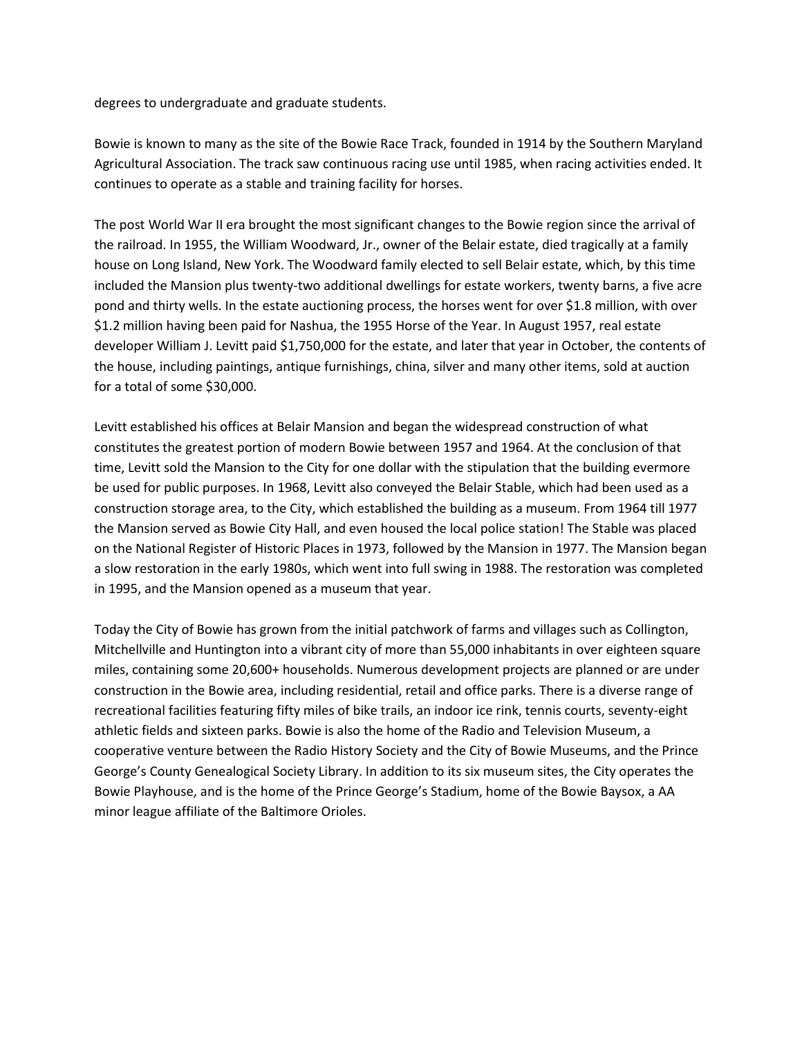degrees to undergraduate and graduate students.

Bowie is known to many as the site of the Bowie Race Track, founded in 1914 by the Southern Maryland Agricultural Association. The track saw continuous racing use until 1985, when racing activities ended. It continues to operate as a stable and training facility for horses.

The post World War II era brought the most significant changes to the Bowie region since the arrival of the railroad. In 1955, the William Woodward, Jr., owner of the Belair estate, died tragically at a family house on Long Island, New York. The Woodward family elected to sell Belair estate, which, by this time included the Mansion plus twenty-two additional dwellings for estate workers, twenty barns, a five acre pond and thirty wells. In the estate auctioning process, the horses went for over $1.8 million, with over $1.2 million having been paid for Nashua, the 1955 Horse of the Year. In August 1957, real estate developer William J. Levitt paid $1,750,000 for the estate, and later that year in October, the contents of the house, including paintings, antique furnishings, china, silver and many other items, sold at auction for a total of some $30,000.

Levitt established his offices at Belair Mansion and began the widespread construction of what constitutes the greatest portion of modern Bowie between 1957 and 1964. At the conclusion of that time, Levitt sold the Mansion to the City for one dollar with the stipulation that the building evermore be used for public purposes. In 1968, Levitt also conveyed the Belair Stable, which had been used as a construction storage area, to the City, which established the building as a museum. From 1964 till 1977 the Mansion served as Bowie City Hall, and even housed the local police station! The Stable was placed on the National Register of Historic Places in 1973, followed by the Mansion in 1977. The Mansion began a slow restoration in the early 1980s, which went into full swing in 1988. The restoration was completed in 1995, and the Mansion opened as a museum that year.

Today the City of Bowie has grown from the initial patchwork of farms and villages such as Collington, Mitchellville and Huntington into a vibrant city of more than 55,000 inhabitants in over eighteen square miles, containing some 20,600+ households. Numerous development projects are planned or are under construction in the Bowie area, including residential, retail and office parks. There is a diverse range of recreational facilities featuring fifty miles of bike trails, an indoor ice rink, tennis courts, seventy-eight athletic fields and sixteen parks. Bowie is also the home of the Radio and Television Museum, a cooperative venture between the Radio History Society and the City of Bowie Museums, and the Prince George's County Genealogical Society Library. In addition to its six museum sites, the City operates the Bowie Playhouse, and is the home of the Prince George's Stadium, home of the Bowie Baysox, a AA minor league affiliate of the Baltimore Orioles.